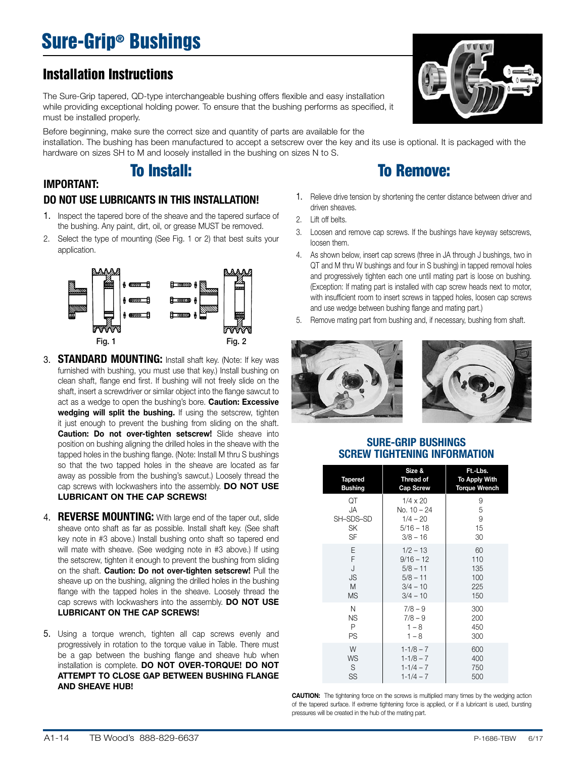# Sure-Grip® Bushings

## Installation Instructions

The Sure-Grip tapered, QD-type interchangeable bushing offers flexible and easy installation while providing exceptional holding power. To ensure that the bushing performs as specified, it must be installed properly.

Before beginning, make sure the correct size and quantity of parts are available for the installation. The bushing has been manufactured to accept a setscrew over the key and its use is optional. It is packaged with the hardware on sizes SH to M and loosely installed in the bushing on sizes N to S.

## To Install:

**IMPORTANT:**

**DO NOT USE LUBRICANTS IN THIS INSTALLATION!**

1. Inspect the tapered bore of the sheave and the tapered surface of the bushing. Any paint, dirt, oil, or grease MUST be removed.
2. Select the type of mounting (See Fig. 1 or 2) that best suits your application.

Fig. 1 Fig. 2

3. **STANDARD MOUNTING:** Install shaft key. (Note: If key was furnished with bushing, you must use that key.) Install bushing on clean shaft, flange end first. If bushing will not freely slide on the shaft, insert a screwdriver or similar object into the flange sawcut to act as a wedge to open the bushing's bore. **Caution: Excessive wedging will split the bushing.** If using the setscrew, tighten it just enough to prevent the bushing from sliding on the shaft. **Caution: Do not over-tighten setscrew!** Slide sheave into position on bushing aligning the drilled holes in the sheave with the tapped holes in the bushing flange. (Note: Install M thru S bushings so that the two tapped holes in the sheave are located as far away as possible from the bushing's sawcut.) Loosely thread the cap screws with lockwashers into the assembly. **DO NOT USE LUBRICANT ON THE CAP SCREWS!**
4. **REVERSE MOUNTING:** With large end of the taper out, slide sheave onto shaft as far as possible. Install shaft key. (See shaft key note in #3 above.) Install bushing onto shaft so tapered end will mate with sheave. (See wedging note in #3 above.) If using the setscrew, tighten it enough to prevent the bushing from sliding on the shaft. **Caution: Do not over-tighten setscrew!** Pull the sheave up on the bushing, aligning the drilled holes in the bushing flange with the tapped holes in the sheave. Loosely thread the cap screws with lockwashers into the assembly. **DO NOT USE LUBRICANT ON THE CAP SCREWS!**
5. Using a torque wrench, tighten all cap screws evenly and progressively in rotation to the torque value in Table. There must be a gap between the bushing flange and sheave hub when installation is complete. **DO NOT OVER-TORQUE! DO NOT ATTEMPT TO CLOSE GAP BETWEEN BUSHING FLANGE AND SHEAVE HUB!**

## To Remove:

1. Relieve drive tension by shortening the center distance between driver and driven sheaves.
2. Lift off belts.
3. Loosen and remove cap screws. If the bushings have keyway setscrews, loosen them.
4. As shown below, insert cap screws (three in JA through J bushings, two in QT and M thru W bushings and four in S bushing) in tapped removal holes and progressively tighten each one until mating part is loose on bushing. (Exception: If mating part is installed with cap screw heads next to motor, with insufficient room to insert screws in tapped holes, loosen cap screws and use wedge between bushing flange and mating part.)
5. Remove mating part from bushing and, if necessary, bushing from shaft.

### SURE-GRIP BUSHINGS SCREW TIGHTENING INFORMATION

| Tapered Bushing | Size & Thread of Cap Screw | Ft.-Lbs. To Apply With Torque Wrench |
|---|---|---|
| QT | 1/4 x 20 | 9 |
| JA | No. 10 – 24 | 5 |
| SH–SDS–SD | 1/4 – 20 | 9 |
| SK | 5/16 – 18 | 15 |
| SF | 3/8 – 16 | 30 |
| E | 1/2 – 13 | 60 |
| F | 9/16 – 12 | 110 |
| J | 5/8 – 11 | 135 |
| JS | 5/8 – 11 | 100 |
| M | 3/4 – 10 | 225 |
| MS | 3/4 – 10 | 150 |
| N | 7/8 – 9 | 300 |
| NS | 7/8 – 9 | 200 |
| P | 1 – 8 | 450 |
| PS | 1 – 8 | 300 |
| W | 1-1/8 – 7 | 600 |
| WS | 1-1/8 – 7 | 400 |
| S | 1-1/4 – 7 | 750 |
| SS | 1-1/4 – 7 | 500 |

**CAUTION:** The tightening force on the screws is multiplied many times by the wedging action of the tapered surface. If extreme tightening force is applied, or if a lubricant is used, bursting pressures will be created in the hub of the mating part.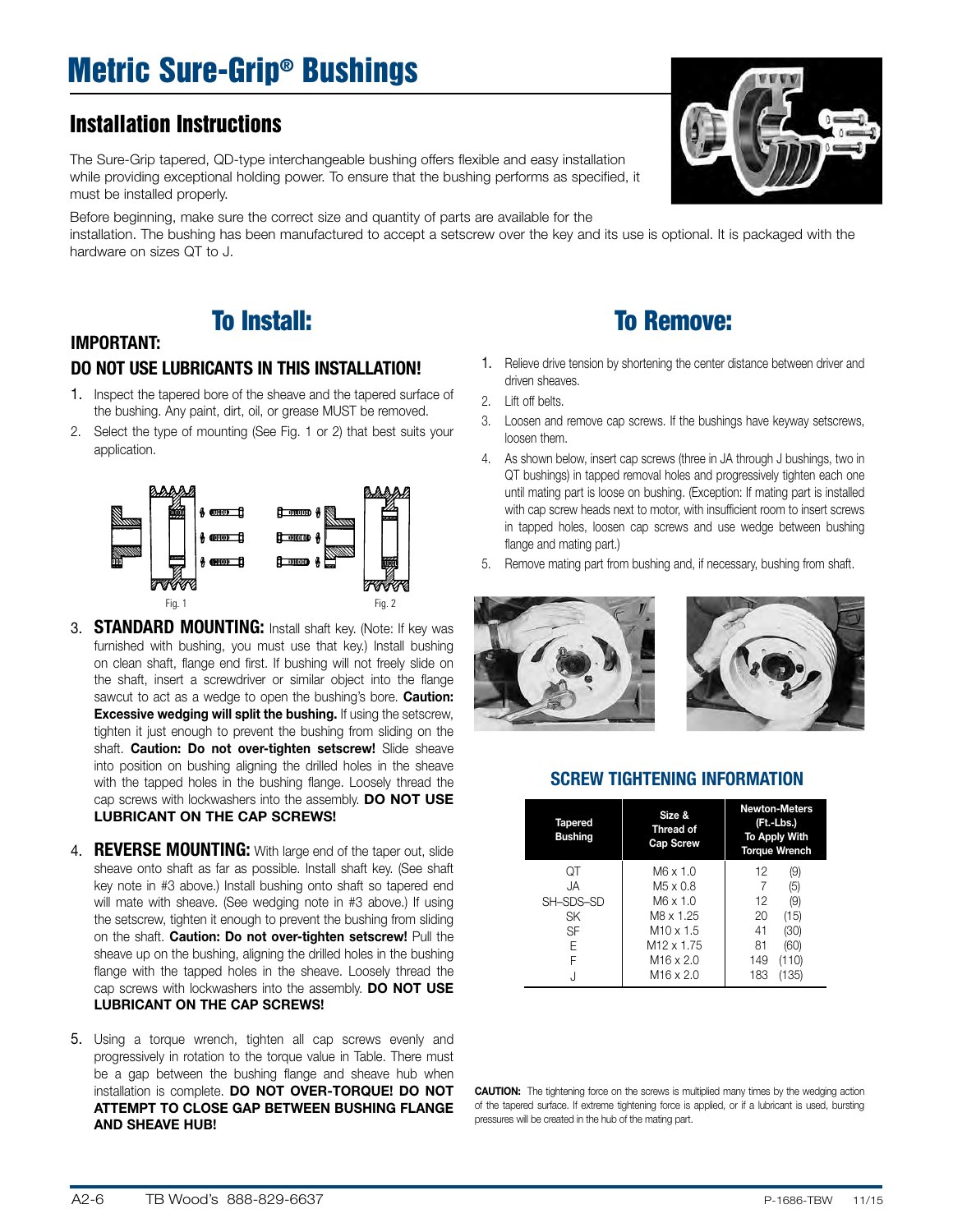# Metric Sure-Grip® Bushings

## Installation Instructions

The Sure-Grip tapered, QD-type interchangeable bushing offers flexible and easy installation while providing exceptional holding power. To ensure that the bushing performs as specified, it must be installed properly.

Before beginning, make sure the correct size and quantity of parts are available for the installation. The bushing has been manufactured to accept a setscrew over the key and its use is optional. It is packaged with the hardware on sizes QT to J.

## To Install:

**IMPORTANT:**

**DO NOT USE LUBRICANTS IN THIS INSTALLATION!**

1. Inspect the tapered bore of the sheave and the tapered surface of the bushing. Any paint, dirt, oil, or grease MUST be removed.
2. Select the type of mounting (See Fig. 1 or 2) that best suits your application.

Fig. 1

Fig. 2

3. **STANDARD MOUNTING:** Install shaft key. (Note: If key was furnished with bushing, you must use that key.) Install bushing on clean shaft, flange end first. If bushing will not freely slide on the shaft, insert a screwdriver or similar object into the flange sawcut to act as a wedge to open the bushing's bore. **Caution: Excessive wedging will split the bushing.** If using the setscrew, tighten it just enough to prevent the bushing from sliding on the shaft. **Caution: Do not over-tighten setscrew!** Slide sheave into position on bushing aligning the drilled holes in the sheave with the tapped holes in the bushing flange. Loosely thread the cap screws with lockwashers into the assembly. **DO NOT USE LUBRICANT ON THE CAP SCREWS!**
4. **REVERSE MOUNTING:** With large end of the taper out, slide sheave onto shaft as far as possible. Install shaft key. (See shaft key note in #3 above.) Install bushing onto shaft so tapered end will mate with sheave. (See wedging note in #3 above.) If using the setscrew, tighten it enough to prevent the bushing from sliding on the shaft. **Caution: Do not over-tighten setscrew!** Pull the sheave up on the bushing, aligning the drilled holes in the bushing flange with the tapped holes in the sheave. Loosely thread the cap screws with lockwashers into the assembly. **DO NOT USE LUBRICANT ON THE CAP SCREWS!**
5. Using a torque wrench, tighten all cap screws evenly and progressively in rotation to the torque value in Table. There must be a gap between the bushing flange and sheave hub when installation is complete. **DO NOT OVER-TORQUE! DO NOT ATTEMPT TO CLOSE GAP BETWEEN BUSHING FLANGE AND SHEAVE HUB!**

## To Remove:

1. Relieve drive tension by shortening the center distance between driver and driven sheaves.
2. Lift off belts.
3. Loosen and remove cap screws. If the bushings have keyway setscrews, loosen them.
4. As shown below, insert cap screws (three in JA through J bushings, two in QT bushings) in tapped removal holes and progressively tighten each one until mating part is loose on bushing. (Exception: If mating part is installed with cap screw heads next to motor, with insufficient room to insert screws in tapped holes, loosen cap screws and use wedge between bushing flange and mating part.)
5. Remove mating part from bushing and, if necessary, bushing from shaft.

### SCREW TIGHTENING INFORMATION

| Tapered Bushing | Size & Thread of Cap Screw | Newton-Meters (Ft.-Lbs.) To Apply With Torque Wrench |
|---|---|---|
| QT | M6 x 1.0 | 12 (9) |
| JA | M5 x 0.8 | 7 (5) |
| SH–SDS–SD | M6 x 1.0 | 12 (9) |
| SK | M8 x 1.25 | 20 (15) |
| SF | M10 x 1.5 | 41 (30) |
| E | M12 x 1.75 | 81 (60) |
| F | M16 x 2.0 | 149 (110) |
| J | M16 x 2.0 | 183 (135) |

**CAUTION:** The tightening force on the screws is multiplied many times by the wedging action of the tapered surface. If extreme tightening force is applied, or if a lubricant is used, bursting pressures will be created in the hub of the mating part.